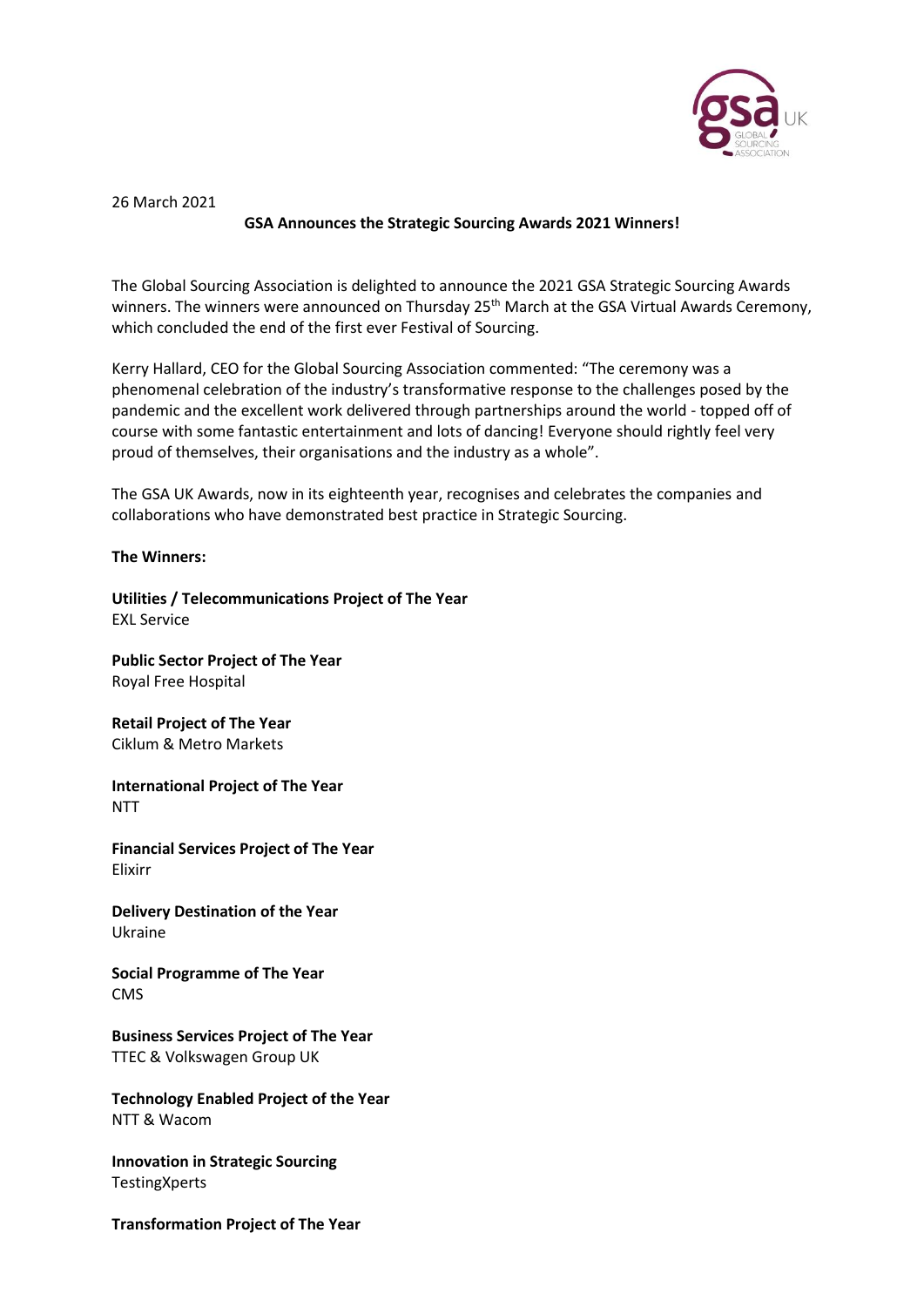26 March 2021

**GSA Announces the Strategic Sourcing Awards 2021 Winners!**

The Global Sourcing Association is delighted to announce the 2021 GSA Strategic Sourcing Awards winners. The winners were announced on Thursday 25th March at the GSA Virtual Awards Ceremony, which concluded the end of the first ever Festival of Sourcing.

Kerry Hallard, CEO for the Global Sourcing Association commented: "The ceremony was a phenomenal celebration of the industry's transformative response to the challenges posed by the pandemic and the excellent work delivered through partnerships around the world - topped off of course with some fantastic entertainment and lots of dancing! Everyone should rightly feel very proud of themselves, their organisations and the industry as a whole".

The GSA UK Awards, now in its eighteenth year, recognises and celebrates the companies and collaborations who have demonstrated best practice in Strategic Sourcing.

**The Winners:**

**Utilities / Telecommunications Project of The Year**
EXL Service

**Public Sector Project of The Year**
Royal Free Hospital

**Retail Project of The Year**
Ciklum & Metro Markets

**International Project of The Year**
NTT

**Financial Services Project of The Year**
Elixirr

**Delivery Destination of the Year**
Ukraine

**Social Programme of The Year**
CMS

**Business Services Project of The Year**
TTEC & Volkswagen Group UK

**Technology Enabled Project of the Year**
NTT & Wacom

**Innovation in Strategic Sourcing**
TestingXperts

**Transformation Project of The Year**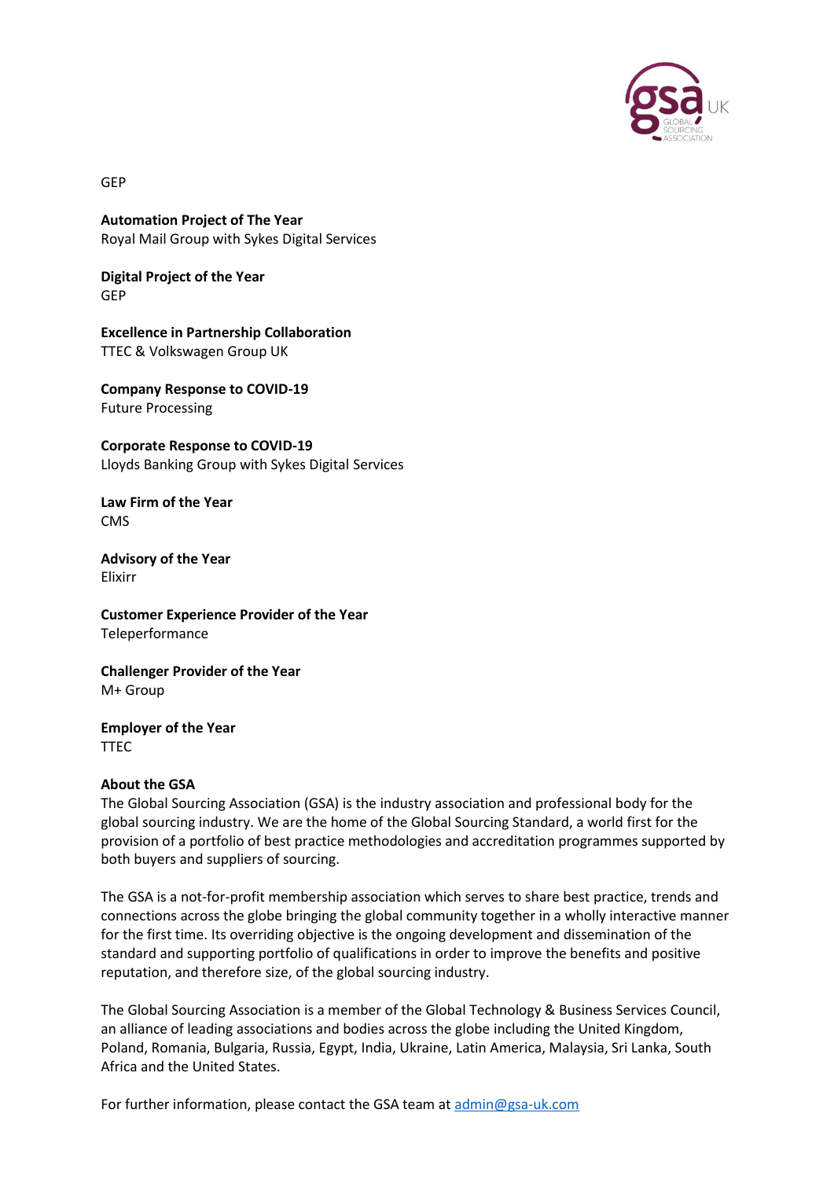GEP

**Automation Project of The Year**
Royal Mail Group with Sykes Digital Services

**Digital Project of the Year**
GEP

**Excellence in Partnership Collaboration**
TTEC & Volkswagen Group UK

**Company Response to COVID-19**
Future Processing

**Corporate Response to COVID-19**
Lloyds Banking Group with Sykes Digital Services

**Law Firm of the Year**
CMS

**Advisory of the Year**
Elixirr

**Customer Experience Provider of the Year**
Teleperformance

**Challenger Provider of the Year**
M+ Group

**Employer of the Year**
TTEC

**About the GSA**

The Global Sourcing Association (GSA) is the industry association and professional body for the global sourcing industry. We are the home of the Global Sourcing Standard, a world first for the provision of a portfolio of best practice methodologies and accreditation programmes supported by both buyers and suppliers of sourcing.

The GSA is a not-for-profit membership association which serves to share best practice, trends and connections across the globe bringing the global community together in a wholly interactive manner for the first time. Its overriding objective is the ongoing development and dissemination of the standard and supporting portfolio of qualifications in order to improve the benefits and positive reputation, and therefore size, of the global sourcing industry.

The Global Sourcing Association is a member of the Global Technology & Business Services Council, an alliance of leading associations and bodies across the globe including the United Kingdom, Poland, Romania, Bulgaria, Russia, Egypt, India, Ukraine, Latin America, Malaysia, Sri Lanka, South Africa and the United States.

For further information, please contact the GSA team at [admin@gsa-uk.com](mailto:admin@gsa-uk.com)